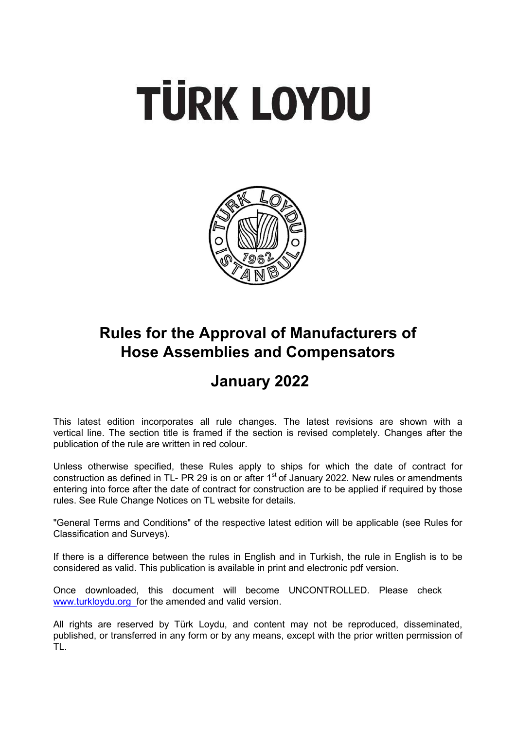# TÜRK LOYDU

## Rules for the Approval of Manufacturers of Hose Assemblies and Compensators

## January 2022

This latest edition incorporates all rule changes. The latest revisions are shown with a vertical line. The section title is framed if the section is revised completely. Changes after the publication of the rule are written in red colour.

Unless otherwise specified, these Rules apply to ships for which the date of contract for construction as defined in TL- PR 29 is on or after 1st of January 2022. New rules or amendments entering into force after the date of contract for construction are to be applied if required by those rules. See Rule Change Notices on TL website for details.

"General Terms and Conditions" of the respective latest edition will be applicable (see Rules for Classification and Surveys).

If there is a difference between the rules in English and in Turkish, the rule in English is to be considered as valid. This publication is available in print and electronic pdf version.

Once downloaded, this document will become UNCONTROLLED. Please check www.turkloydu.org for the amended and valid version.

All rights are reserved by Türk Loydu, and content may not be reproduced, disseminated, published, or transferred in any form or by any means, except with the prior written permission of TL.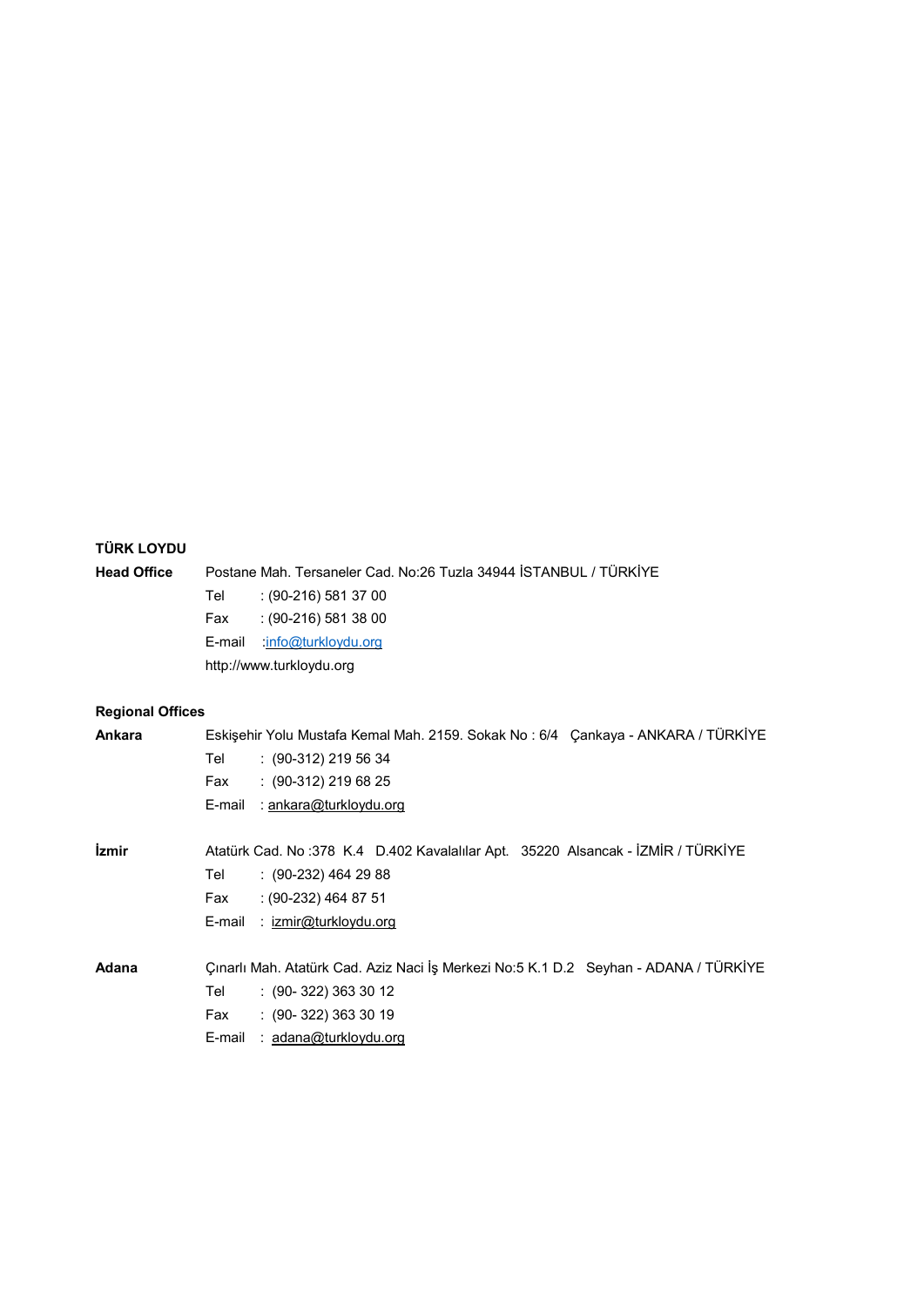**TÜRK LOYDU**

**Head Office** Postane Mah. Tersaneler Cad. No:26 Tuzla 34944 İSTANBUL / TÜRKİYE

Tel : (90-216) 581 37 00

Fax : (90-216) 581 38 00

E-mail :info@turkloydu.org

http://www.turkloydu.org

**Regional Offices**

**Ankara** Eskişehir Yolu Mustafa Kemal Mah. 2159. Sokak No : 6/4 Çankaya - ANKARA / TÜRKİYE

Tel : (90-312) 219 56 34

Fax : (90-312) 219 68 25

E-mail : ankara@turkloydu.org

**İzmir** Atatürk Cad. No :378 K.4 D.402 Kavalalılar Apt. 35220 Alsancak - İZMİR / TÜRKİYE

Tel : (90-232) 464 29 88

Fax : (90-232) 464 87 51

E-mail : izmir@turkloydu.org

**Adana** Çınarlı Mah. Atatürk Cad. Aziz Naci İş Merkezi No:5 K.1 D.2 Seyhan - ADANA / TÜRKİYE

Tel : (90- 322) 363 30 12

Fax : (90- 322) 363 30 19

E-mail : adana@turkloydu.org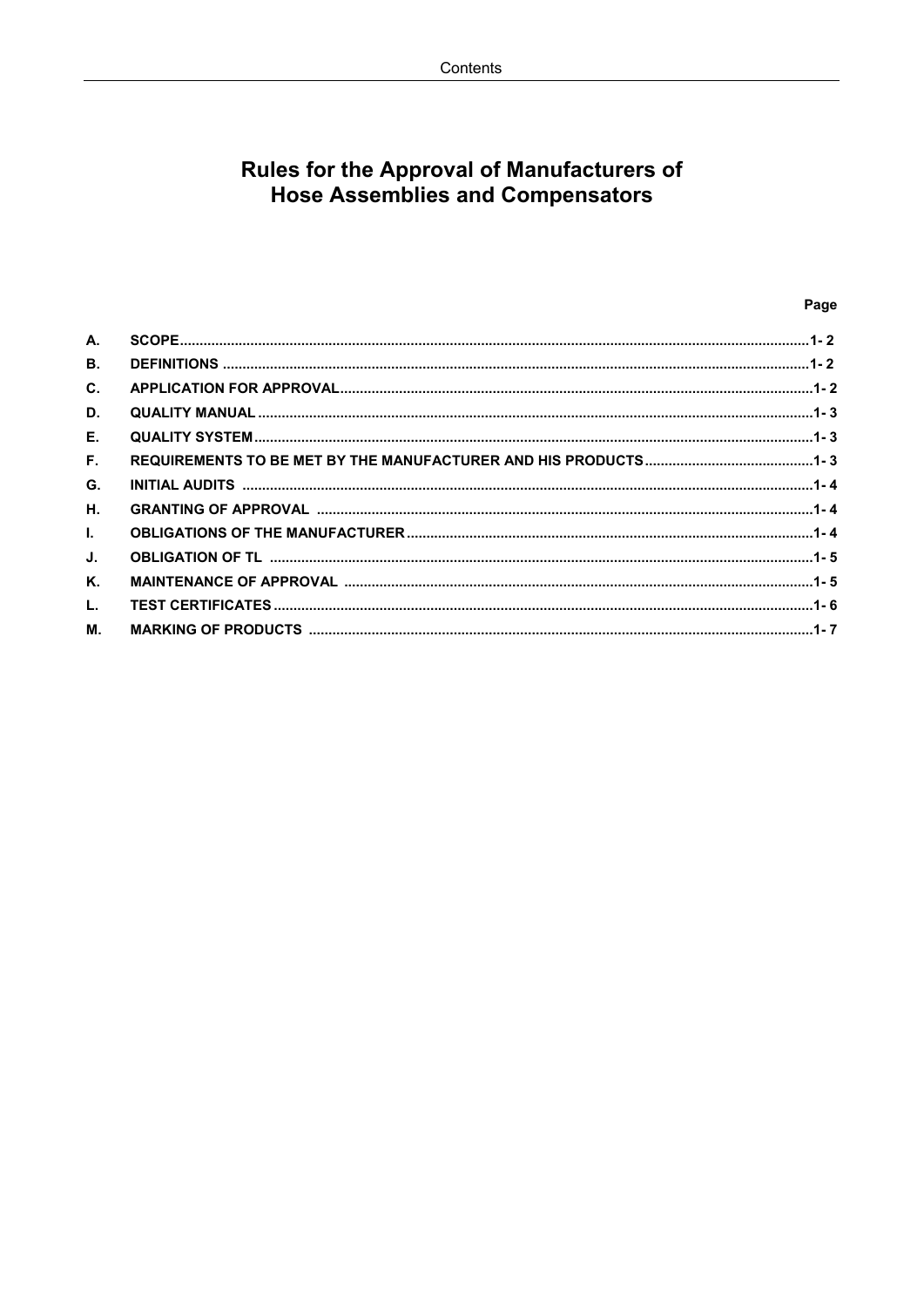# Rules for the Approval of Manufacturers of Hose Assemblies and Compensators

| | | Page |
|---|---|---|
| A. | SCOPE | 1- 2 |
| B. | DEFINITIONS | 1- 2 |
| C. | APPLICATION FOR APPROVAL | 1- 2 |
| D. | QUALITY MANUAL | 1- 3 |
| E. | QUALITY SYSTEM | 1- 3 |
| F. | REQUIREMENTS TO BE MET BY THE MANUFACTURER AND HIS PRODUCTS | 1- 3 |
| G. | INITIAL AUDITS | 1- 4 |
| H. | GRANTING OF APPROVAL | 1- 4 |
| I. | OBLIGATIONS OF THE MANUFACTURER | 1- 4 |
| J. | OBLIGATION OF TL | 1- 5 |
| K. | MAINTENANCE OF APPROVAL | 1- 5 |
| L. | TEST CERTIFICATES | 1- 6 |
| M. | MARKING OF PRODUCTS | 1- 7 |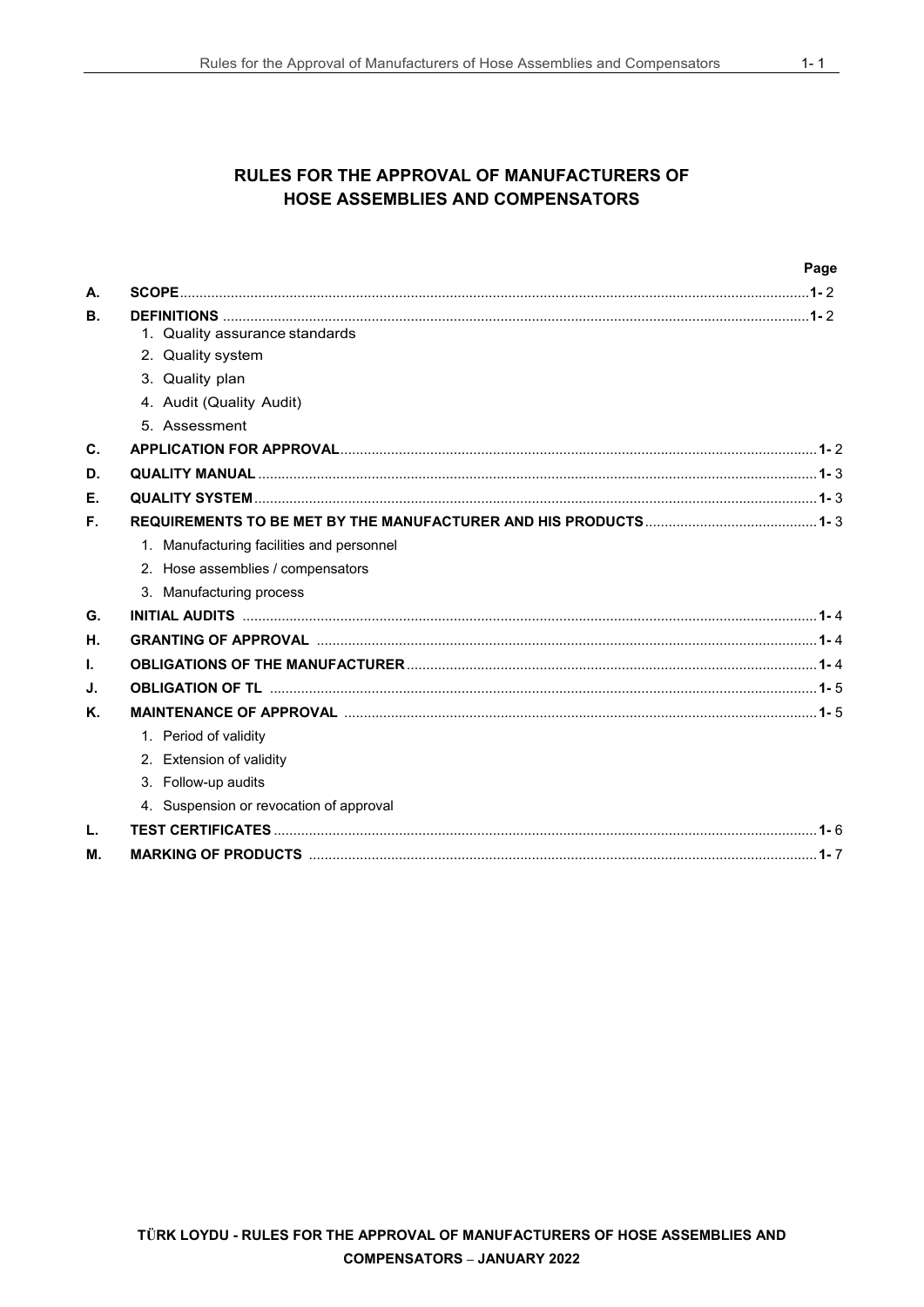# RULES FOR THE APPROVAL OF MANUFACTURERS OF HOSE ASSEMBLIES AND COMPENSATORS

| | | Page |
|---|---|---|
| **A.** | **SCOPE** | **1-** 2 |
| **B.** | **DEFINITIONS** | **1-** 2 |
| | 1. Quality assurance standards | |
| | 2. Quality system | |
| | 3. Quality plan | |
| | 4. Audit (Quality Audit) | |
| | 5. Assessment | |
| **C.** | **APPLICATION FOR APPROVAL** | **1-** 2 |
| **D.** | **QUALITY MANUAL** | **1-** 3 |
| **E.** | **QUALITY SYSTEM** | **1-** 3 |
| **F.** | **REQUIREMENTS TO BE MET BY THE MANUFACTURER AND HIS PRODUCTS** | **1-** 3 |
| | 1. Manufacturing facilities and personnel | |
| | 2. Hose assemblies / compensators | |
| | 3. Manufacturing process | |
| **G.** | **INITIAL AUDITS** | **1-** 4 |
| **H.** | **GRANTING OF APPROVAL** | **1-** 4 |
| **I.** | **OBLIGATIONS OF THE MANUFACTURER** | **1-** 4 |
| **J.** | **OBLIGATION OF TL** | **1-** 5 |
| **K.** | **MAINTENANCE OF APPROVAL** | **1-** 5 |
| | 1. Period of validity | |
| | 2. Extension of validity | |
| | 3. Follow-up audits | |
| | 4. Suspension or revocation of approval | |
| **L.** | **TEST CERTIFICATES** | **1-** 6 |
| **M.** | **MARKING OF PRODUCTS** | **1-** 7 |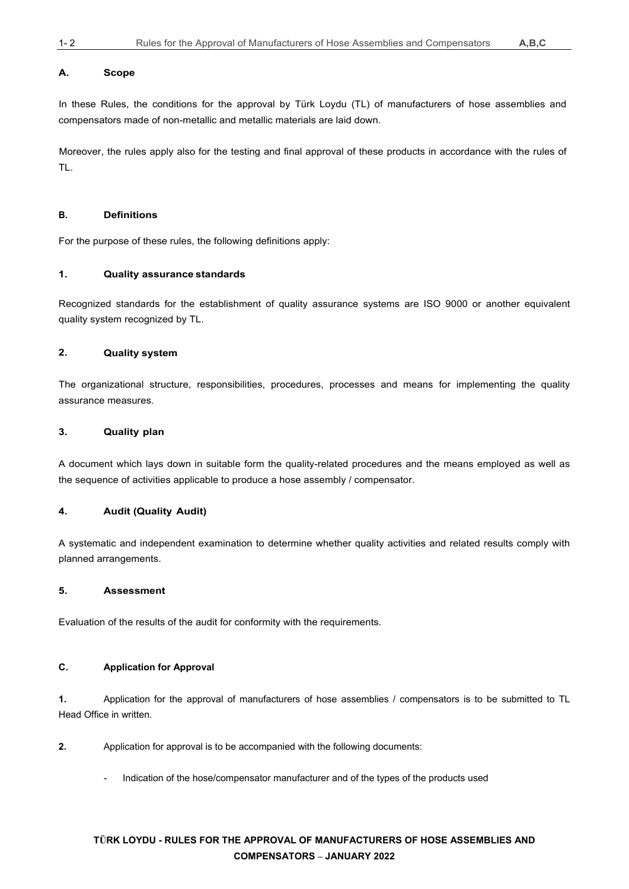## A. Scope

In these Rules, the conditions for the approval by Türk Loydu (TL) of manufacturers of hose assemblies and compensators made of non-metallic and metallic materials are laid down.

Moreover, the rules apply also for the testing and final approval of these products in accordance with the rules of TL.

## B. Definitions

For the purpose of these rules, the following definitions apply:

### 1. Quality assurance standards

Recognized standards for the establishment of quality assurance systems are ISO 9000 or another equivalent quality system recognized by TL.

### 2. Quality system

The organizational structure, responsibilities, procedures, processes and means for implementing the quality assurance measures.

### 3. Quality plan

A document which lays down in suitable form the quality-related procedures and the means employed as well as the sequence of activities applicable to produce a hose assembly / compensator.

### 4. Audit (Quality Audit)

A systematic and independent examination to determine whether quality activities and related results comply with planned arrangements.

### 5. Assessment

Evaluation of the results of the audit for conformity with the requirements.

## C. Application for Approval

**1.** Application for the approval of manufacturers of hose assemblies / compensators is to be submitted to TL Head Office in written.

**2.** Application for approval is to be accompanied with the following documents:

- Indication of the hose/compensator manufacturer and of the types of the products used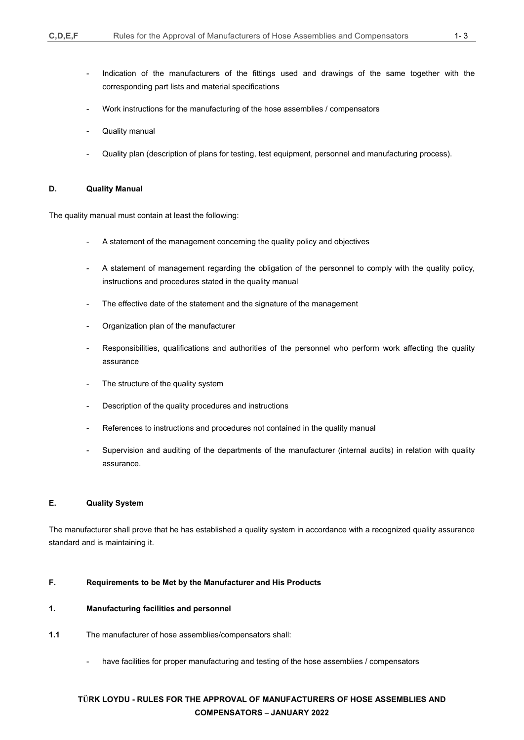- Indication of the manufacturers of the fittings used and drawings of the same together with the corresponding part lists and material specifications
- Work instructions for the manufacturing of the hose assemblies / compensators
- Quality manual
- Quality plan (description of plans for testing, test equipment, personnel and manufacturing process).

## D. Quality Manual

The quality manual must contain at least the following:

- A statement of the management concerning the quality policy and objectives
- A statement of management regarding the obligation of the personnel to comply with the quality policy, instructions and procedures stated in the quality manual
- The effective date of the statement and the signature of the management
- Organization plan of the manufacturer
- Responsibilities, qualifications and authorities of the personnel who perform work affecting the quality assurance
- The structure of the quality system
- Description of the quality procedures and instructions
- References to instructions and procedures not contained in the quality manual
- Supervision and auditing of the departments of the manufacturer (internal audits) in relation with quality assurance.

## E. Quality System

The manufacturer shall prove that he has established a quality system in accordance with a recognized quality assurance standard and is maintaining it.

## F. Requirements to be Met by the Manufacturer and His Products

### 1. Manufacturing facilities and personnel

**1.1** The manufacturer of hose assemblies/compensators shall:

- have facilities for proper manufacturing and testing of the hose assemblies / compensators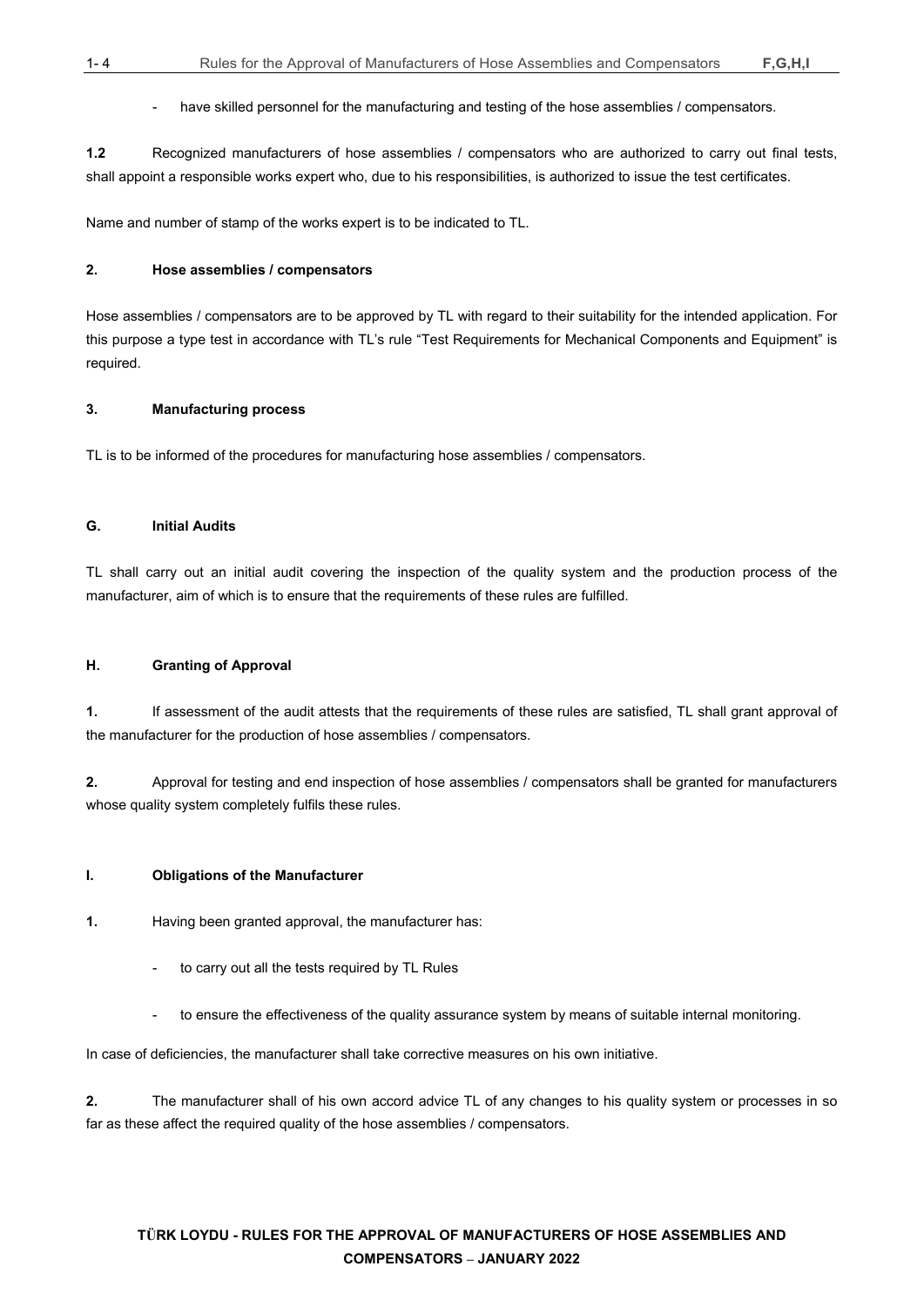- have skilled personnel for the manufacturing and testing of the hose assemblies / compensators.

**1.2** Recognized manufacturers of hose assemblies / compensators who are authorized to carry out final tests, shall appoint a responsible works expert who, due to his responsibilities, is authorized to issue the test certificates.

Name and number of stamp of the works expert is to be indicated to TL.

**2. Hose assemblies / compensators**

Hose assemblies / compensators are to be approved by TL with regard to their suitability for the intended application. For this purpose a type test in accordance with TL's rule "Test Requirements for Mechanical Components and Equipment" is required.

**3. Manufacturing process**

TL is to be informed of the procedures for manufacturing hose assemblies / compensators.

## G. Initial Audits

TL shall carry out an initial audit covering the inspection of the quality system and the production process of the manufacturer, aim of which is to ensure that the requirements of these rules are fulfilled.

## H. Granting of Approval

**1.** If assessment of the audit attests that the requirements of these rules are satisfied, TL shall grant approval of the manufacturer for the production of hose assemblies / compensators.

**2.** Approval for testing and end inspection of hose assemblies / compensators shall be granted for manufacturers whose quality system completely fulfils these rules.

## I. Obligations of the Manufacturer

**1.** Having been granted approval, the manufacturer has:

- to carry out all the tests required by TL Rules

- to ensure the effectiveness of the quality assurance system by means of suitable internal monitoring.

In case of deficiencies, the manufacturer shall take corrective measures on his own initiative.

**2.** The manufacturer shall of his own accord advice TL of any changes to his quality system or processes in so far as these affect the required quality of the hose assemblies / compensators.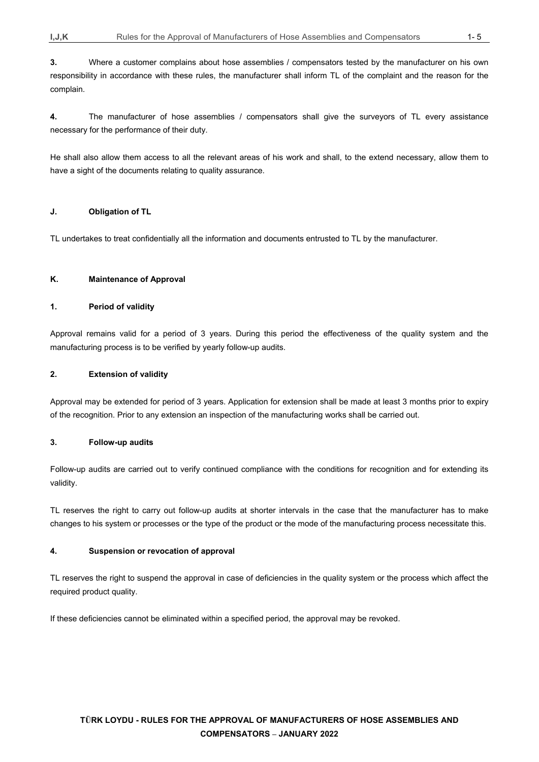**3.** Where a customer complains about hose assemblies / compensators tested by the manufacturer on his own responsibility in accordance with these rules, the manufacturer shall inform TL of the complaint and the reason for the complain.

**4.** The manufacturer of hose assemblies / compensators shall give the surveyors of TL every assistance necessary for the performance of their duty.

He shall also allow them access to all the relevant areas of his work and shall, to the extend necessary, allow them to have a sight of the documents relating to quality assurance.

## J. Obligation of TL

TL undertakes to treat confidentially all the information and documents entrusted to TL by the manufacturer.

## K. Maintenance of Approval

### 1. Period of validity

Approval remains valid for a period of 3 years. During this period the effectiveness of the quality system and the manufacturing process is to be verified by yearly follow-up audits.

### 2. Extension of validity

Approval may be extended for period of 3 years. Application for extension shall be made at least 3 months prior to expiry of the recognition. Prior to any extension an inspection of the manufacturing works shall be carried out.

### 3. Follow-up audits

Follow-up audits are carried out to verify continued compliance with the conditions for recognition and for extending its validity.

TL reserves the right to carry out follow-up audits at shorter intervals in the case that the manufacturer has to make changes to his system or processes or the type of the product or the mode of the manufacturing process necessitate this.

### 4. Suspension or revocation of approval

TL reserves the right to suspend the approval in case of deficiencies in the quality system or the process which affect the required product quality.

If these deficiencies cannot be eliminated within a specified period, the approval may be revoked.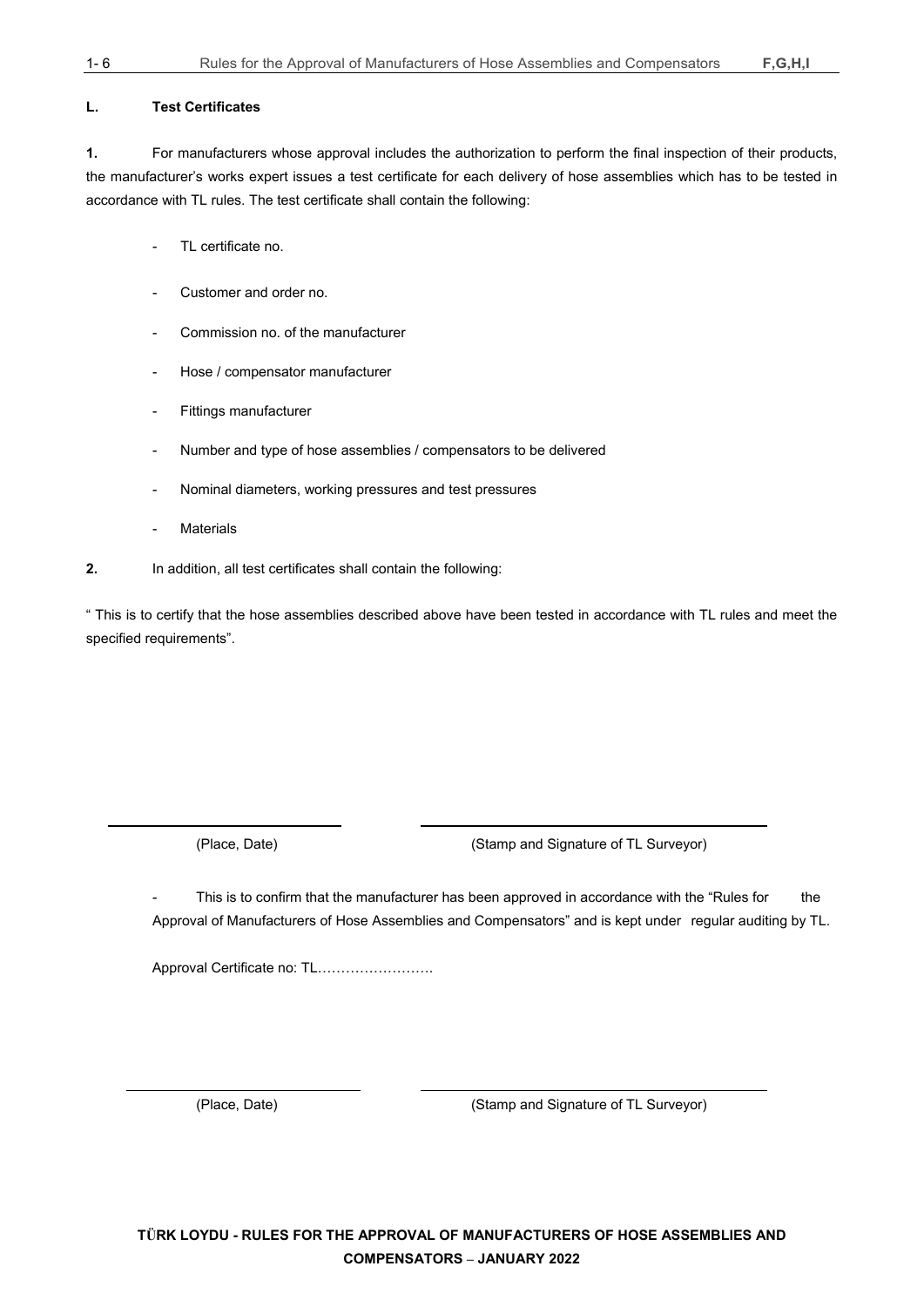## L. Test Certificates

**1.** For manufacturers whose approval includes the authorization to perform the final inspection of their products, the manufacturer's works expert issues a test certificate for each delivery of hose assemblies which has to be tested in accordance with TL rules. The test certificate shall contain the following:

- TL certificate no.
- Customer and order no.
- Commission no. of the manufacturer
- Hose / compensator manufacturer
- Fittings manufacturer
- Number and type of hose assemblies / compensators to be delivered
- Nominal diameters, working pressures and test pressures
- Materials

**2.** In addition, all test certificates shall contain the following:

" This is to certify that the hose assemblies described above have been tested in accordance with TL rules and meet the specified requirements".

(Place, Date) (Stamp and Signature of TL Surveyor)

- This is to confirm that the manufacturer has been approved in accordance with the "Rules for the Approval of Manufacturers of Hose Assemblies and Compensators" and is kept under regular auditing by TL.

Approval Certificate no: TL…………………….

(Place, Date) (Stamp and Signature of TL Surveyor)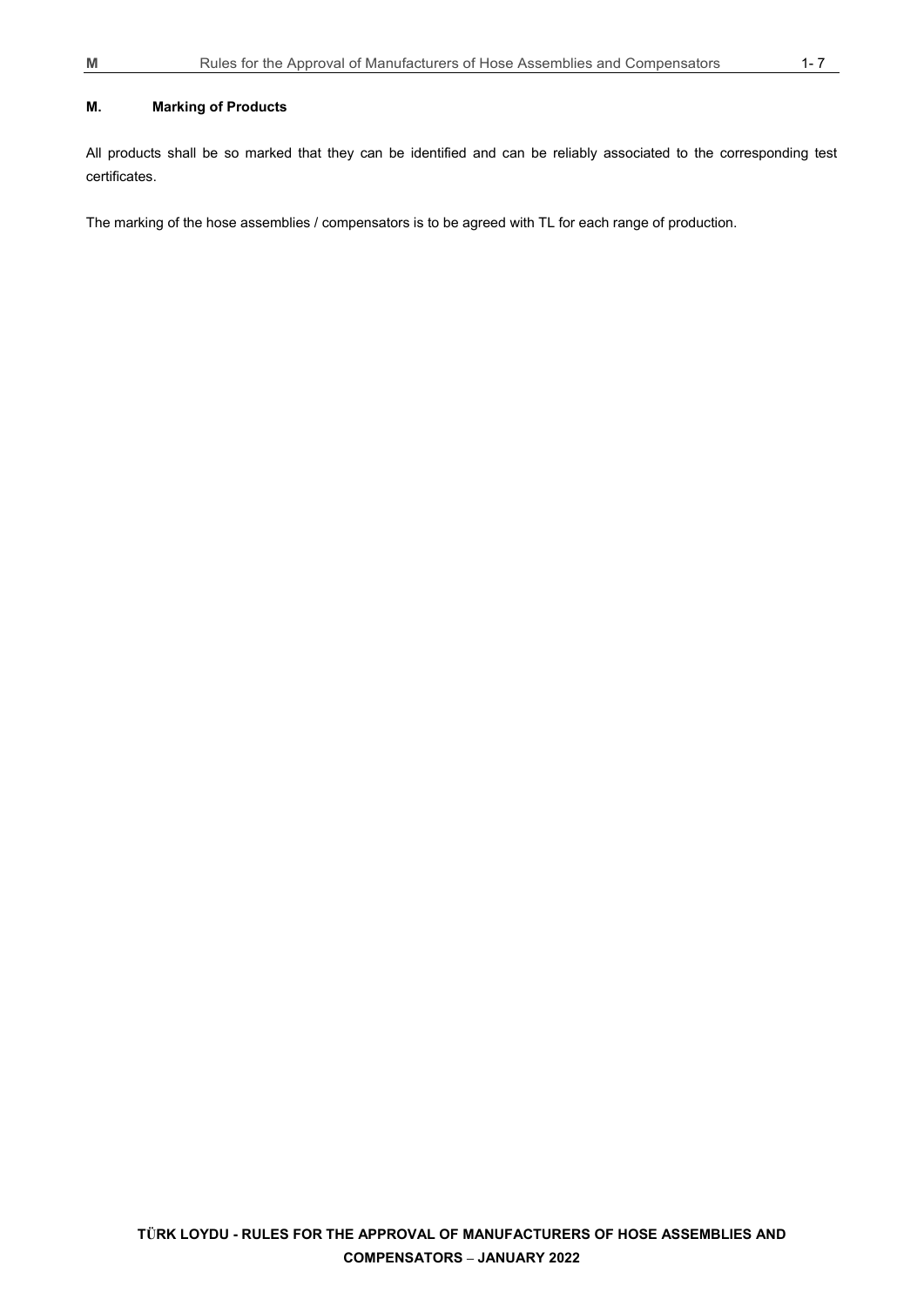## M. Marking of Products

All products shall be so marked that they can be identified and can be reliably associated to the corresponding test certificates.

The marking of the hose assemblies / compensators is to be agreed with TL for each range of production.